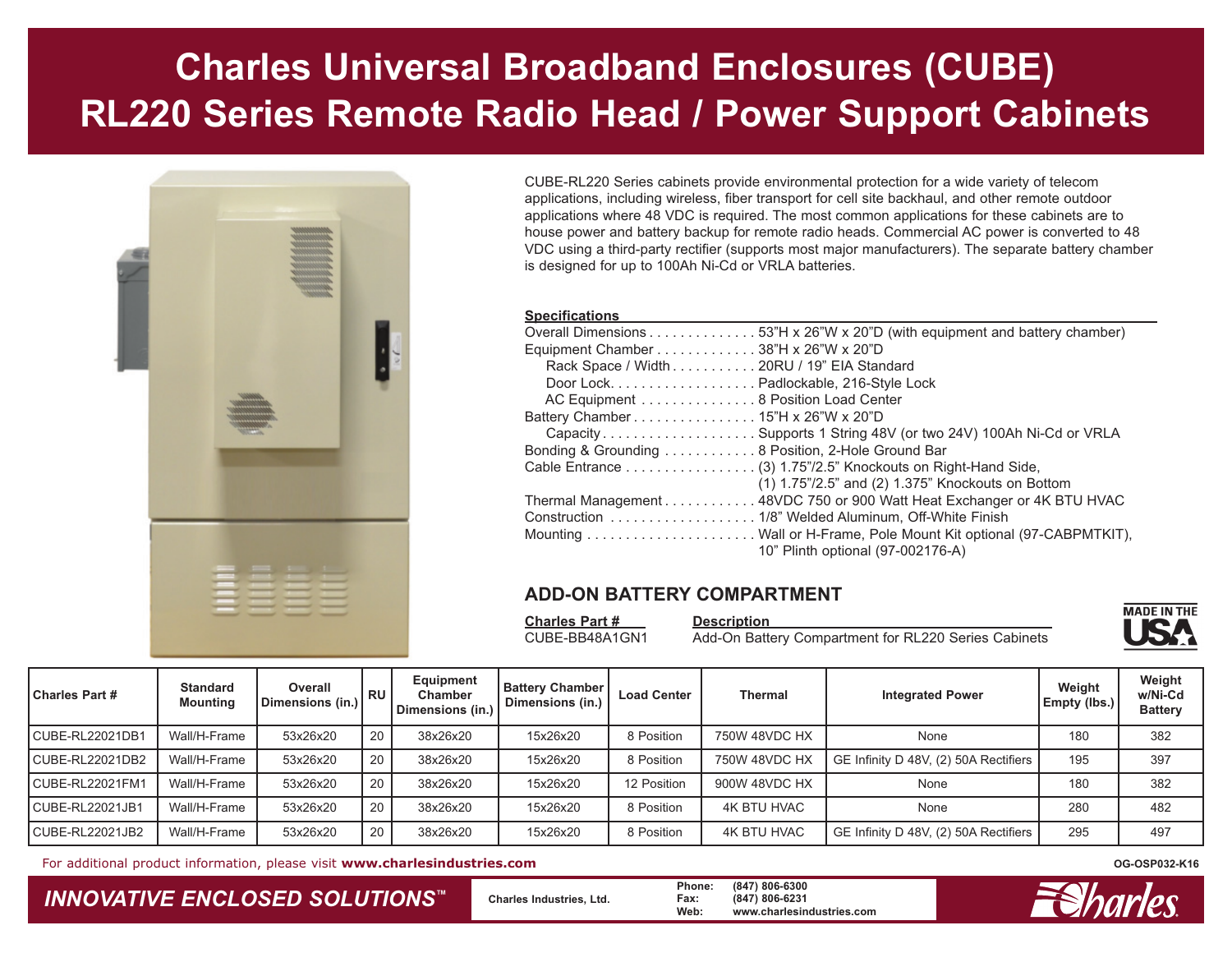# Charles Universal Broadband Enclosures (CUBE)
# RL220 Series Remote Radio Head / Power Support Cabinets

CUBE-RL220 Series cabinets provide environmental protection for a wide variety of telecom applications, including wireless, fiber transport for cell site backhaul, and other remote outdoor applications where 48 VDC is required. The most common applications for these cabinets are to house power and battery backup for remote radio heads. Commercial AC power is converted to 48 VDC using a third-party rectifier (supports most major manufacturers). The separate battery chamber is designed for up to 100Ah Ni-Cd or VRLA batteries.

**Specifications**

- Overall Dimensions . . . . . . . . . . . . . . 53"H x 26"W x 20"D (with equipment and battery chamber)
- Equipment Chamber . . . . . . . . . . . . . 38"H x 26"W x 20"D
  - Rack Space / Width . . . . . . . . . . . 20RU / 19" EIA Standard
  - Door Lock. . . . . . . . . . . . . . . . . . . Padlockable, 216-Style Lock
  - AC Equipment . . . . . . . . . . . . . . . 8 Position Load Center
- Battery Chamber . . . . . . . . . . . . . . . . 15"H x 26"W x 20"D
  - Capacity . . . . . . . . . . . . . . . . . . . . Supports 1 String 48V (or two 24V) 100Ah Ni-Cd or VRLA
- Bonding & Grounding . . . . . . . . . . . . 8 Position, 2-Hole Ground Bar
- Cable Entrance . . . . . . . . . . . . . . . . . (3) 1.75"/2.5" Knockouts on Right-Hand Side, (1) 1.75"/2.5" and (2) 1.375" Knockouts on Bottom
- Thermal Management . . . . . . . . . . . . 48VDC 750 or 900 Watt Heat Exchanger or 4K BTU HVAC
- Construction . . . . . . . . . . . . . . . . . . . 1/8" Welded Aluminum, Off-White Finish
- Mounting . . . . . . . . . . . . . . . . . . . . . . Wall or H-Frame, Pole Mount Kit optional (97-CABPMTKIT), 10" Plinth optional (97-002176-A)

## ADD-ON BATTERY COMPARTMENT

| Charles Part # | Description |
|---|---|
| CUBE-BB48A1GN1 | Add-On Battery Compartment for RL220 Series Cabinets |

MADE IN THE USA

| Charles Part # | Standard Mounting | Overall Dimensions (in.) | RU | Equipment Chamber Dimensions (in.) | Battery Chamber Dimensions (in.) | Load Center | Thermal | Integrated Power | Weight Empty (lbs.) | Weight w/Ni-Cd Battery |
|---|---|---|---|---|---|---|---|---|---|---|
| CUBE-RL22021DB1 | Wall/H-Frame | 53x26x20 | 20 | 38x26x20 | 15x26x20 | 8 Position | 750W 48VDC HX | None | 180 | 382 |
| CUBE-RL22021DB2 | Wall/H-Frame | 53x26x20 | 20 | 38x26x20 | 15x26x20 | 8 Position | 750W 48VDC HX | GE Infinity D 48V, (2) 50A Rectifiers | 195 | 397 |
| CUBE-RL22021FM1 | Wall/H-Frame | 53x26x20 | 20 | 38x26x20 | 15x26x20 | 12 Position | 900W 48VDC HX | None | 180 | 382 |
| CUBE-RL22021JB1 | Wall/H-Frame | 53x26x20 | 20 | 38x26x20 | 15x26x20 | 8 Position | 4K BTU HVAC | None | 280 | 482 |
| CUBE-RL22021JB2 | Wall/H-Frame | 53x26x20 | 20 | 38x26x20 | 15x26x20 | 8 Position | 4K BTU HVAC | GE Infinity D 48V, (2) 50A Rectifiers | 295 | 497 |

For additional product information, please visit **www.charlesindustries.com**

OG-OSP032-K16

*INNOVATIVE ENCLOSED SOLUTIONS™*

Charles Industries, Ltd.

Phone: (847) 806-6300
Fax: (847) 806-6231
Web: www.charlesindustries.com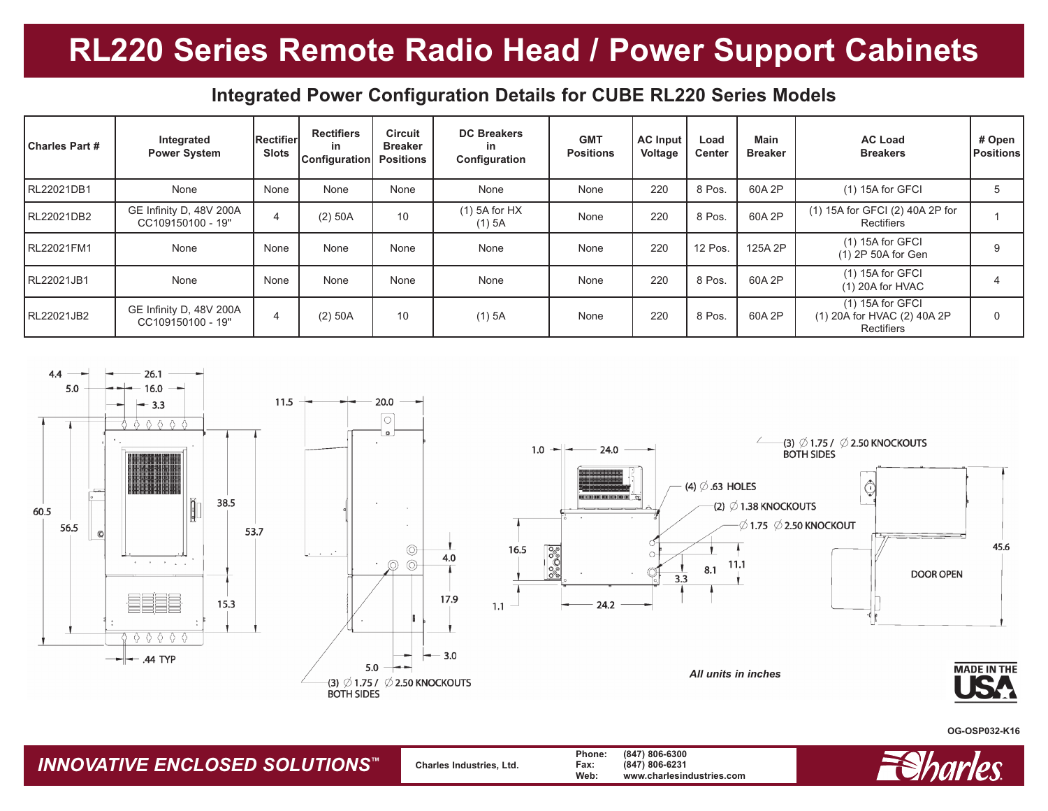# RL220 Series Remote Radio Head / Power Support Cabinets

## Integrated Power Configuration Details for CUBE RL220 Series Models

| Charles Part # | Integrated Power System | Rectifier Slots | Rectifiers in Configuration | Circuit Breaker Positions | DC Breakers in Configuration | GMT Positions | AC Input Voltage | Load Center | Main Breaker | AC Load Breakers | # Open Positions |
|---|---|---|---|---|---|---|---|---|---|---|---|
| RL22021DB1 | None | None | None | None | None | None | 220 | 8 Pos. | 60A 2P | (1) 15A for GFCI | 5 |
| RL22021DB2 | GE Infinity D, 48V 200A CC109150100 - 19" | 4 | (2) 50A | 10 | (1) 5A for HX (1) 5A | None | 220 | 8 Pos. | 60A 2P | (1) 15A for GFCI (2) 40A 2P for Rectifiers | 1 |
| RL22021FM1 | None | None | None | None | None | None | 220 | 12 Pos. | 125A 2P | (1) 15A for GFCI (1) 2P 50A for Gen | 9 |
| RL22021JB1 | None | None | None | None | None | None | 220 | 8 Pos. | 60A 2P | (1) 15A for GFCI (1) 20A for HVAC | 4 |
| RL22021JB2 | GE Infinity D, 48V 200A CC109150100 - 19" | 4 | (2) 50A | 10 | (1) 5A | None | 220 | 8 Pos. | 60A 2P | (1) 15A for GFCI (1) 20A for HVAC (2) 40A 2P Rectifiers | 0 |

4.4
26.1
5.0
16.0
3.3
60.5
56.5
38.5
53.7
15.3
.44 TYP

11.5
20.0
4.0
17.9
3.0
5.0
(3) ∅ 1.75 / ∅ 2.50 KNOCKOUTS BOTH SIDES

1.0
24.0
(4) ∅ .63 HOLES
(2) ∅ 1.38 KNOCKOUTS
∅ 1.75 ∅ 2.50 KNOCKOUT
16.5
8.1
11.1
3.3
1.1
24.2

(3) ∅ 1.75 / ∅ 2.50 KNOCKOUTS BOTH SIDES
45.6
DOOR OPEN

*All units in inches*

MADE IN THE USA

OG-OSP032-K16

*INNOVATIVE ENCLOSED SOLUTIONS™*

Charles Industries, Ltd.

Phone: (847) 806-6300
Fax: (847) 806-6231
Web: www.charlesindustries.com

Charles